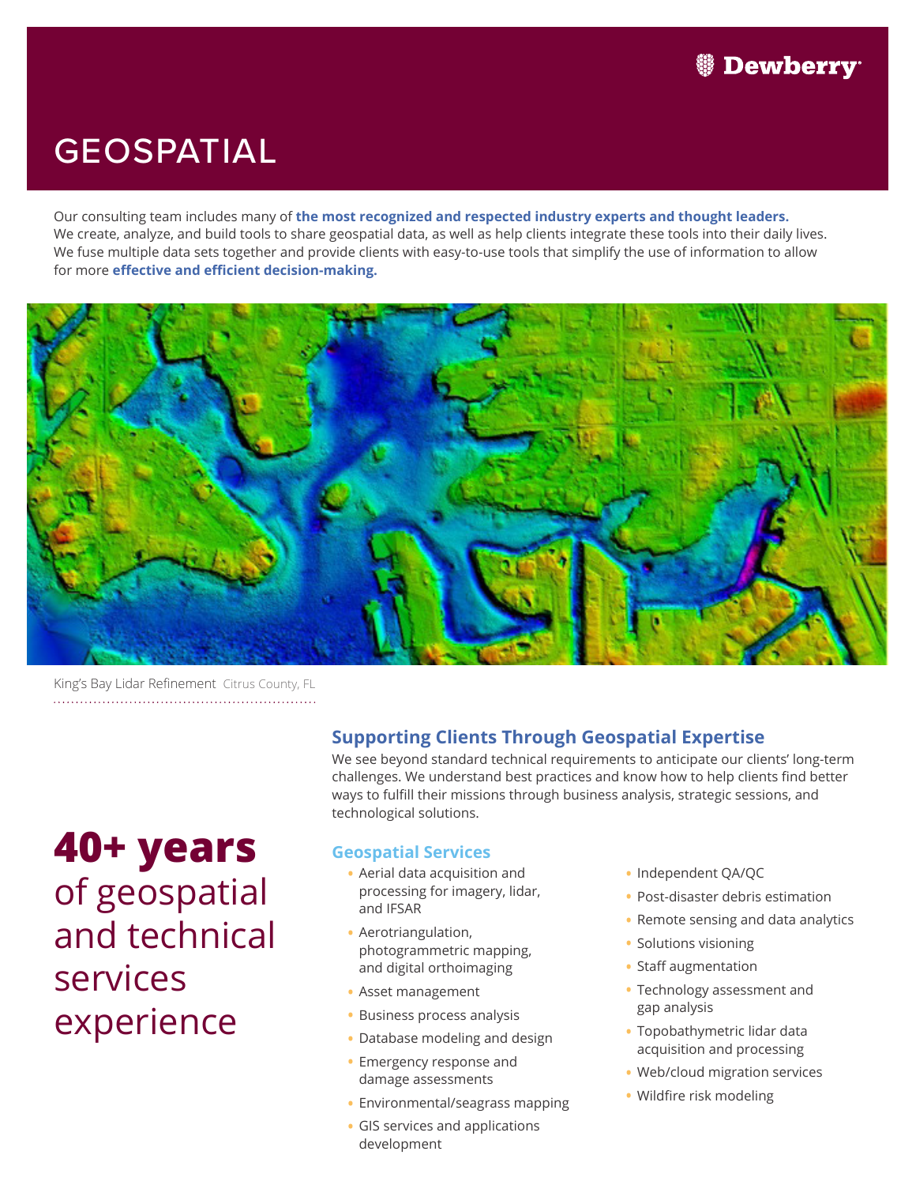Dewberry

# GEOSPATIAL

Our consulting team includes many of **the most recognized and respected industry experts and thought leaders.** We create, analyze, and build tools to share geospatial data, as well as help clients integrate these tools into their daily lives. We fuse multiple data sets together and provide clients with easy-to-use tools that simplify the use of information to allow for more **effective and efficient decision-making.**

King's Bay Lidar Refinement Citrus County, FL

**40+ years** of geospatial and technical services experience

## Supporting Clients Through Geospatial Expertise

We see beyond standard technical requirements to anticipate our clients' long-term challenges. We understand best practices and know how to help clients find better ways to fulfill their missions through business analysis, strategic sessions, and technological solutions.

### Geospatial Services

- Aerial data acquisition and processing for imagery, lidar, and IFSAR
- Aerotriangulation, photogrammetric mapping, and digital orthoimaging
- Asset management
- Business process analysis
- Database modeling and design
- Emergency response and damage assessments
- Environmental/seagrass mapping
- GIS services and applications development
- Independent QA/QC
- Post-disaster debris estimation
- Remote sensing and data analytics
- Solutions visioning
- Staff augmentation
- Technology assessment and gap analysis
- Topobathymetric lidar data acquisition and processing
- Web/cloud migration services
- Wildfire risk modeling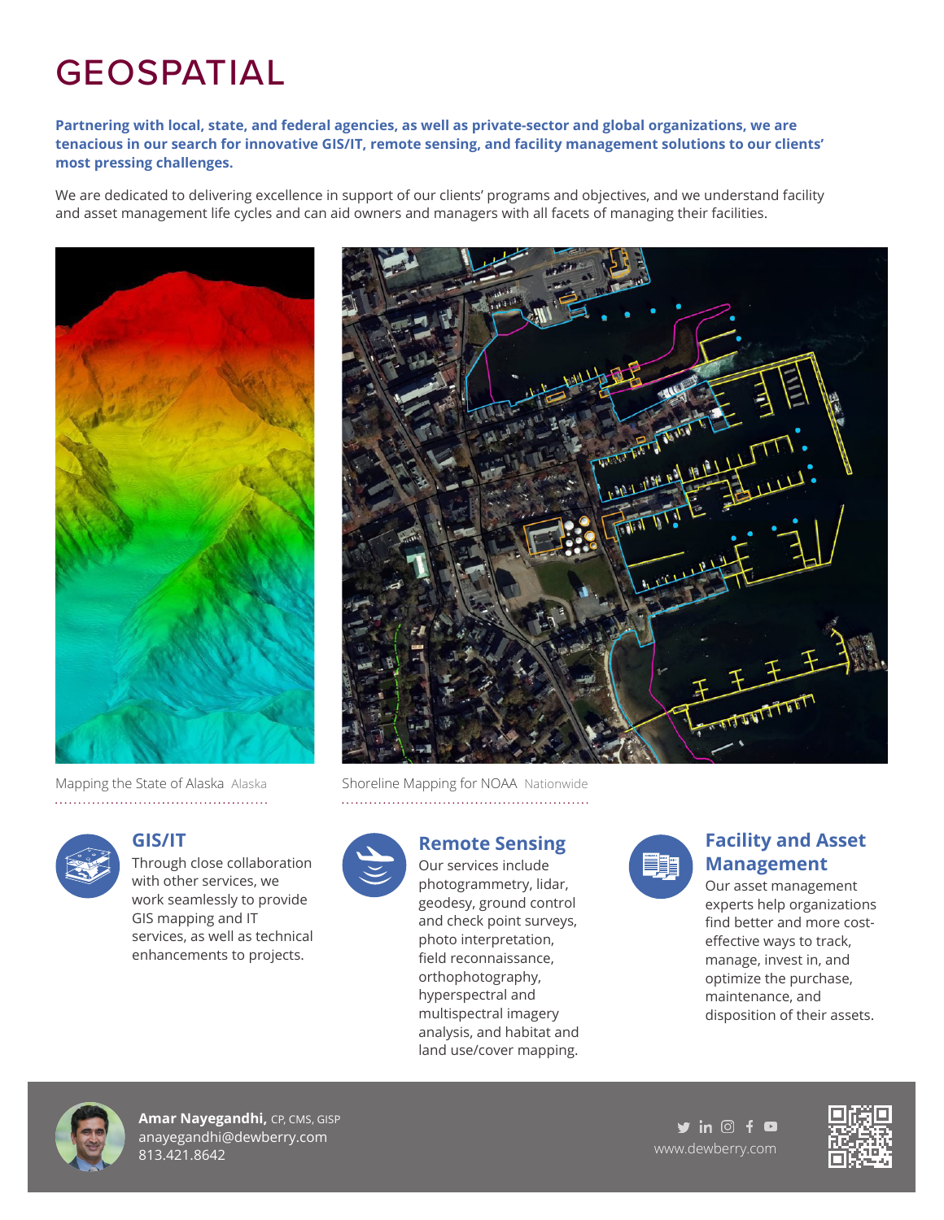# GEOSPATIAL

**Partnering with local, state, and federal agencies, as well as private-sector and global organizations, we are tenacious in our search for innovative GIS/IT, remote sensing, and facility management solutions to our clients' most pressing challenges.**

We are dedicated to delivering excellence in support of our clients' programs and objectives, and we understand facility and asset management life cycles and can aid owners and managers with all facets of managing their facilities.

Mapping the State of Alaska Alaska

Shoreline Mapping for NOAA Nationwide

## GIS/IT

Through close collaboration with other services, we work seamlessly to provide GIS mapping and IT services, as well as technical enhancements to projects.

## Remote Sensing

Our services include photogrammetry, lidar, geodesy, ground control and check point surveys, photo interpretation, field reconnaissance, orthophotography, hyperspectral and multispectral imagery analysis, and habitat and land use/cover mapping.

## Facility and Asset Management

Our asset management experts help organizations find better and more cost-effective ways to track, manage, invest in, and optimize the purchase, maintenance, and disposition of their assets.

**Amar Nayegandhi,** CP, CMS, GISP
anayegandhi@dewberry.com
813.421.8642

www.dewberry.com